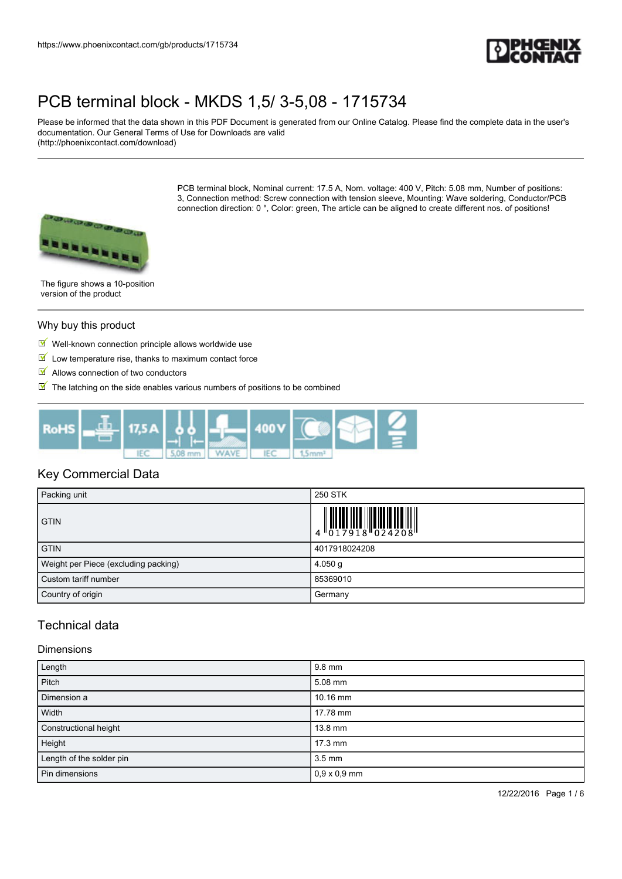# PCB terminal block - MKDS 1,5/ 3-5,08 - 1715734

Please be informed that the data shown in this PDF Document is generated from our Online Catalog. Please find the complete data in the user's documentation. Our General Terms of Use for Downloads are valid (http://phoenixcontact.com/download)

PCB terminal block, Nominal current: 17.5 A, Nom. voltage: 400 V, Pitch: 5.08 mm, Number of positions: 3, Connection method: Screw connection with tension sleeve, Mounting: Wave soldering, Conductor/PCB connection direction: 0 °, Color: green, The article can be aligned to create different nos. of positions!

The figure shows a 10-position version of the product

## Why buy this product

- Well-known connection principle allows worldwide use
- Low temperature rise, thanks to maximum contact force
- Allows connection of two conductors
- The latching on the side enables various numbers of positions to be combined

## Key Commercial Data

| | |
|---|---|
| Packing unit | 250 STK |
| GTIN | 4 017918 024208 |
| GTIN | 4017918024208 |
| Weight per Piece (excluding packing) | 4.050 g |
| Custom tariff number | 85369010 |
| Country of origin | Germany |

## Technical data

### Dimensions

| | |
|---|---|
| Length | 9.8 mm |
| Pitch | 5.08 mm |
| Dimension a | 10.16 mm |
| Width | 17.78 mm |
| Constructional height | 13.8 mm |
| Height | 17.3 mm |
| Length of the solder pin | 3.5 mm |
| Pin dimensions | 0,9 x 0,9 mm |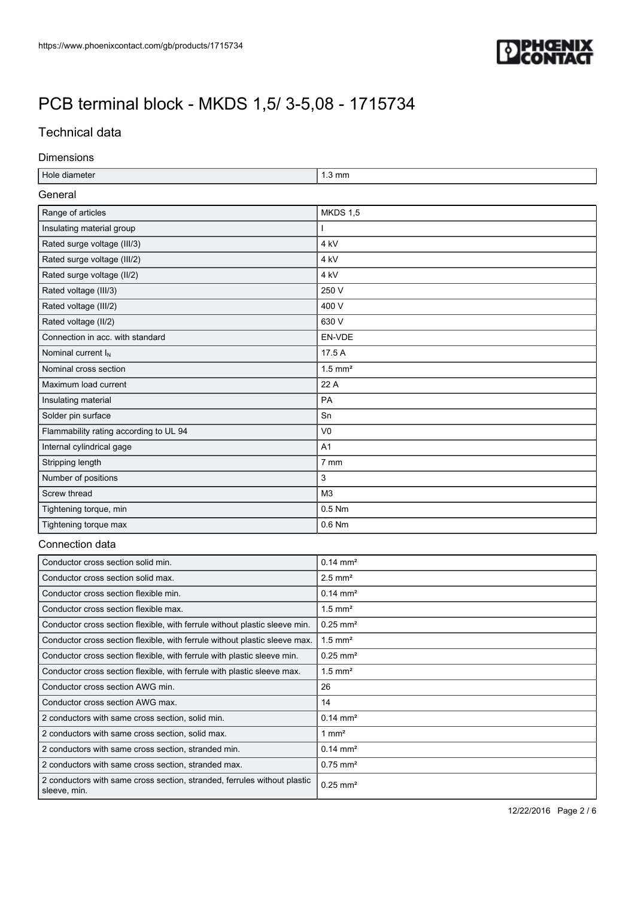# PCB terminal block - MKDS 1,5/ 3-5,08 - 1715734

## Technical data

### Dimensions

| | |
|---|---|
| Hole diameter | 1.3 mm |

### General

| | |
|---|---|
| Range of articles | MKDS 1,5 |
| Insulating material group | I |
| Rated surge voltage (III/3) | 4 kV |
| Rated surge voltage (III/2) | 4 kV |
| Rated surge voltage (II/2) | 4 kV |
| Rated voltage (III/3) | 250 V |
| Rated voltage (III/2) | 400 V |
| Rated voltage (II/2) | 630 V |
| Connection in acc. with standard | EN-VDE |
| Nominal current $I_N$ | 17.5 A |
| Nominal cross section | 1.5 mm² |
| Maximum load current | 22 A |
| Insulating material | PA |
| Solder pin surface | Sn |
| Flammability rating according to UL 94 | V0 |
| Internal cylindrical gage | A1 |
| Stripping length | 7 mm |
| Number of positions | 3 |
| Screw thread | M3 |
| Tightening torque, min | 0.5 Nm |
| Tightening torque max | 0.6 Nm |

### Connection data

| | |
|---|---|
| Conductor cross section solid min. | 0.14 mm² |
| Conductor cross section solid max. | 2.5 mm² |
| Conductor cross section flexible min. | 0.14 mm² |
| Conductor cross section flexible max. | 1.5 mm² |
| Conductor cross section flexible, with ferrule without plastic sleeve min. | 0.25 mm² |
| Conductor cross section flexible, with ferrule without plastic sleeve max. | 1.5 mm² |
| Conductor cross section flexible, with ferrule with plastic sleeve min. | 0.25 mm² |
| Conductor cross section flexible, with ferrule with plastic sleeve max. | 1.5 mm² |
| Conductor cross section AWG min. | 26 |
| Conductor cross section AWG max. | 14 |
| 2 conductors with same cross section, solid min. | 0.14 mm² |
| 2 conductors with same cross section, solid max. | 1 mm² |
| 2 conductors with same cross section, stranded min. | 0.14 mm² |
| 2 conductors with same cross section, stranded max. | 0.75 mm² |
| 2 conductors with same cross section, stranded, ferrules without plastic sleeve, min. | 0.25 mm² |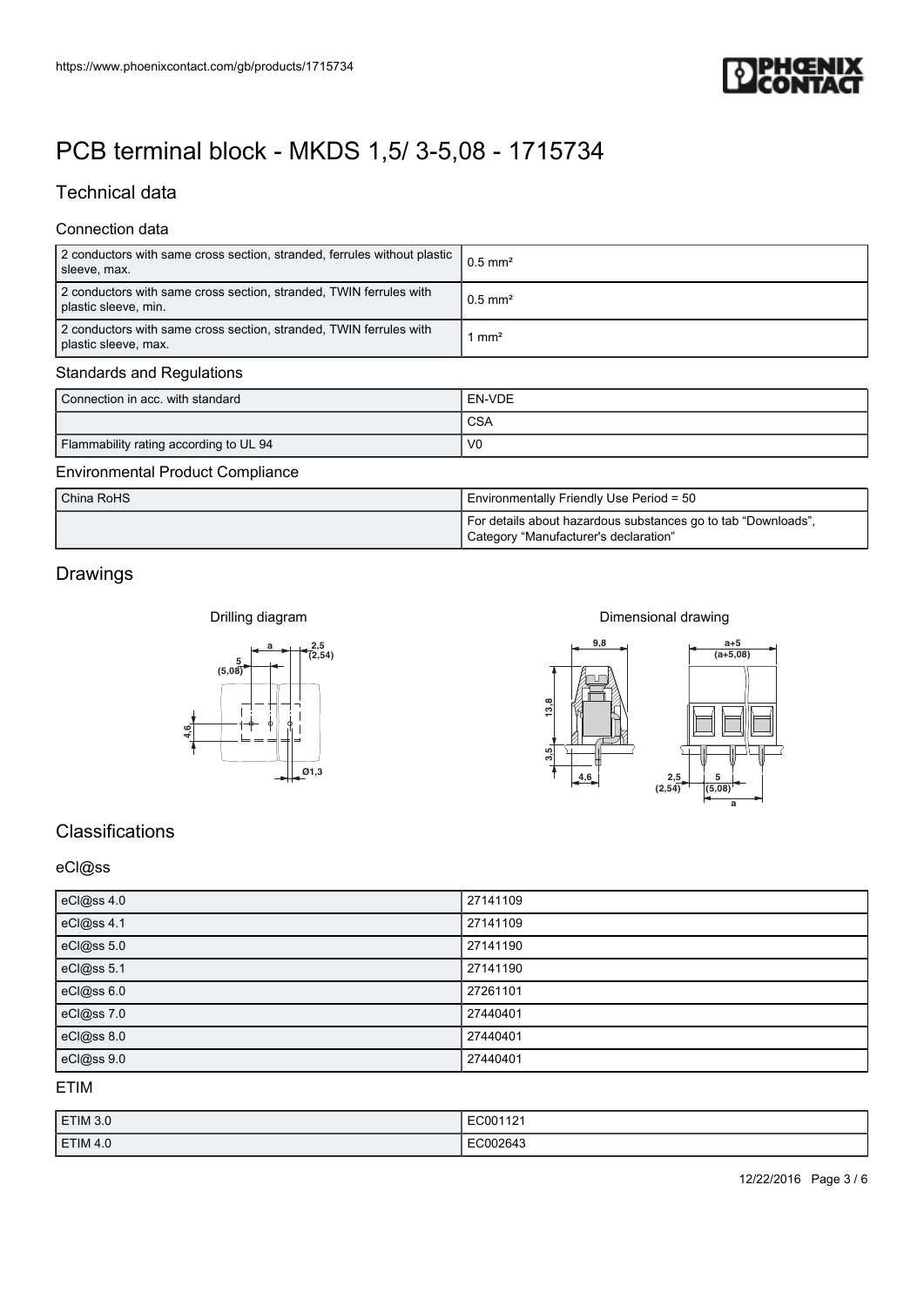# PCB terminal block - MKDS 1,5/ 3-5,08 - 1715734

## Technical data

### Connection data

| | |
|---|---|
| 2 conductors with same cross section, stranded, ferrules without plastic sleeve, max. | 0.5 mm² |
| 2 conductors with same cross section, stranded, TWIN ferrules with plastic sleeve, min. | 0.5 mm² |
| 2 conductors with same cross section, stranded, TWIN ferrules with plastic sleeve, max. | 1 mm² |

### Standards and Regulations

| | |
|---|---|
| Connection in acc. with standard | EN-VDE |
| | CSA |
| Flammability rating according to UL 94 | V0 |

### Environmental Product Compliance

| | |
|---|---|
| China RoHS | Environmentally Friendly Use Period = 50 |
| | For details about hazardous substances go to tab "Downloads", Category "Manufacturer's declaration" |

## Drawings

Drilling diagram

Dimensional drawing

## Classifications

### eCl@ss

| | |
|---|---|
| eCl@ss 4.0 | 27141109 |
| eCl@ss 4.1 | 27141109 |
| eCl@ss 5.0 | 27141190 |
| eCl@ss 5.1 | 27141190 |
| eCl@ss 6.0 | 27261101 |
| eCl@ss 7.0 | 27440401 |
| eCl@ss 8.0 | 27440401 |
| eCl@ss 9.0 | 27440401 |

### ETIM

| | |
|---|---|
| ETIM 3.0 | EC001121 |
| ETIM 4.0 | EC002643 |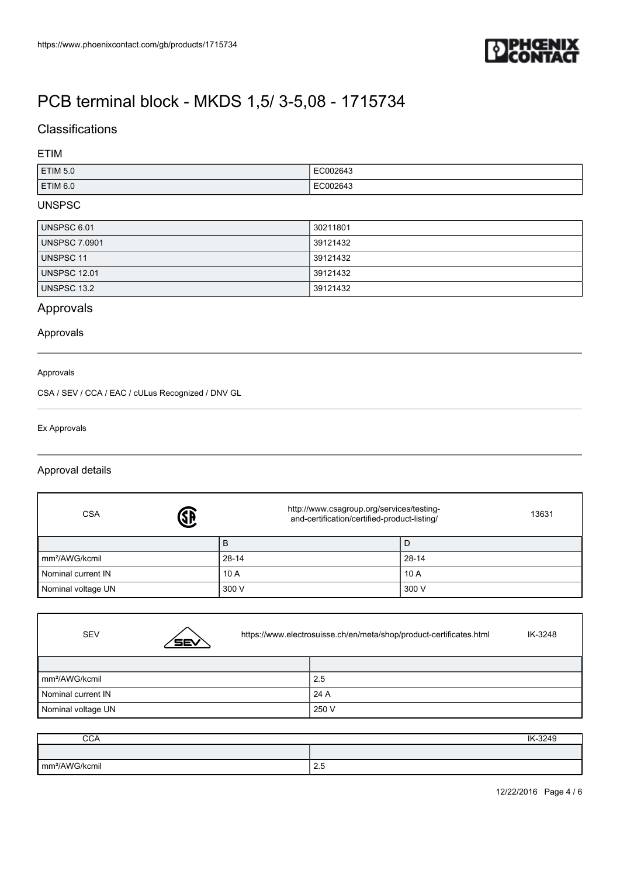# PCB terminal block - MKDS 1,5/ 3-5,08 - 1715734

## Classifications

### ETIM

| | |
|---|---|
| ETIM 5.0 | EC002643 |
| ETIM 6.0 | EC002643 |

### UNSPSC

| | |
|---|---|
| UNSPSC 6.01 | 30211801 |
| UNSPSC 7.0901 | 39121432 |
| UNSPSC 11 | 39121432 |
| UNSPSC 12.01 | 39121432 |
| UNSPSC 13.2 | 39121432 |

## Approvals

### Approvals

Approvals

CSA / SEV / CCA / EAC / cULus Recognized / DNV GL

Ex Approvals

### Approval details

| CSA | http://www.csagroup.org/services/testing-and-certification/certified-product-listing/ | 13631 |
|---|---|---|
| | B | D |
| mm²/AWG/kcmil | 28-14 | 28-14 |
| Nominal current IN | 10 A | 10 A |
| Nominal voltage UN | 300 V | 300 V |

| SEV | https://www.electrosuisse.ch/en/meta/shop/product-certificates.html IK-3248 |
|---|---|
| | |
| mm²/AWG/kcmil | 2.5 |
| Nominal current IN | 24 A |
| Nominal voltage UN | 250 V |

| CCA | IK-3249 |
|---|---|
| | |
| mm²/AWG/kcmil | 2.5 |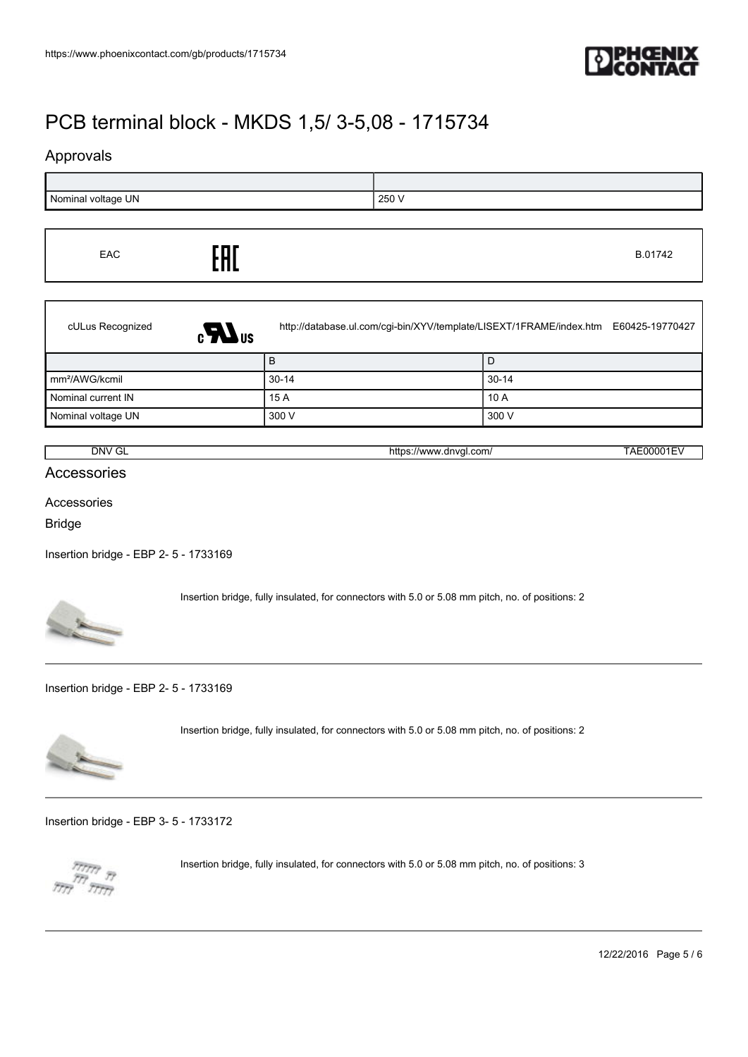# PCB terminal block - MKDS 1,5/ 3-5,08 - 1715734

## Approvals

| | |
|---|---|
| Nominal voltage UN | 250 V |

| EAC | EAC | B.01742 |
|---|---|---|

| cULus Recognized | | http://database.ul.com/cgi-bin/XYV/template/LISEXT/1FRAME/index.htm | E60425-19770427 |
|---|---|---|---|

| | B | D |
|---|---|---|
| mm²/AWG/kcmil | 30-14 | 30-14 |
| Nominal current IN | 15 A | 10 A |
| Nominal voltage UN | 300 V | 300 V |

| DNV GL | https://www.dnvgl.com/ | TAE00001EV |
|---|---|---|

## Accessories

Accessories

Bridge

Insertion bridge - EBP 2- 5 - 1733169

Insertion bridge, fully insulated, for connectors with 5.0 or 5.08 mm pitch, no. of positions: 2

---

Insertion bridge - EBP 2- 5 - 1733169

Insertion bridge, fully insulated, for connectors with 5.0 or 5.08 mm pitch, no. of positions: 2

---

Insertion bridge - EBP 3- 5 - 1733172

Insertion bridge, fully insulated, for connectors with 5.0 or 5.08 mm pitch, no. of positions: 3

---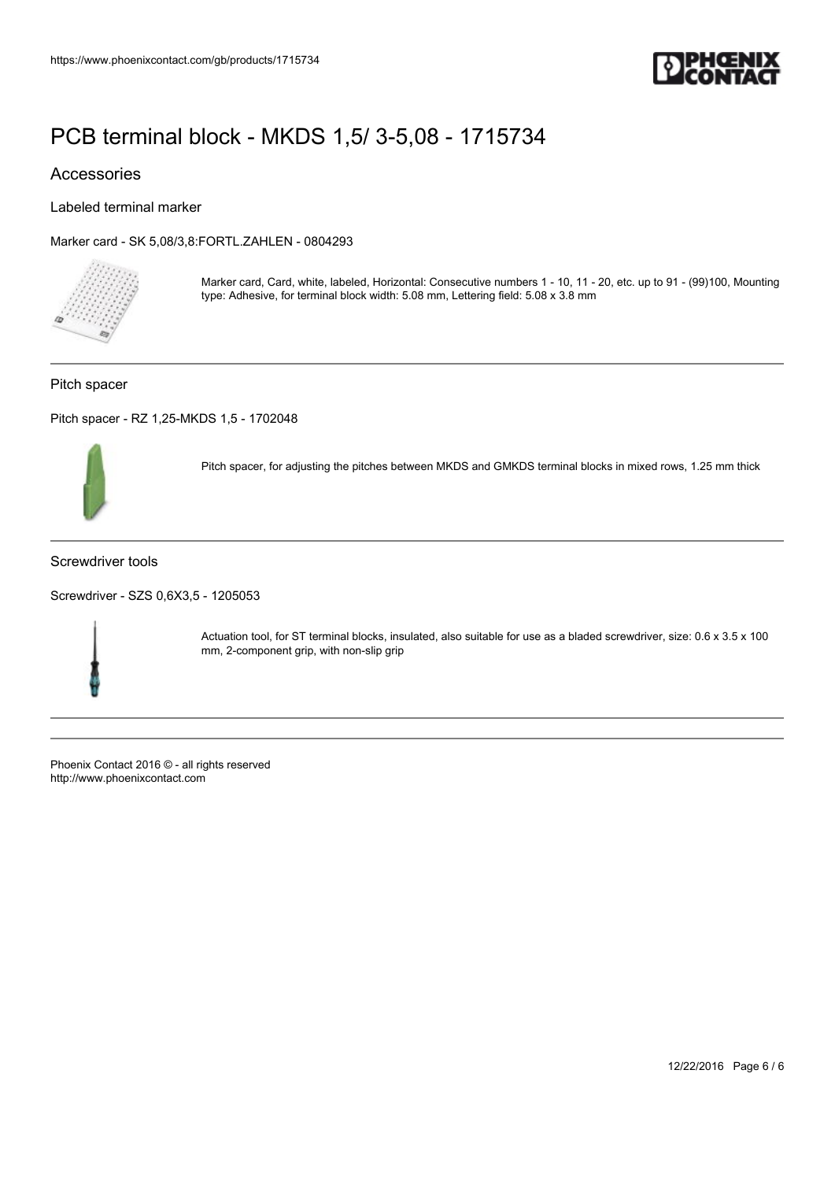# PCB terminal block - MKDS 1,5/ 3-5,08 - 1715734

## Accessories

### Labeled terminal marker

Marker card - SK 5,08/3,8:FORTL.ZAHLEN - 0804293

Marker card, Card, white, labeled, Horizontal: Consecutive numbers 1 - 10, 11 - 20, etc. up to 91 - (99)100, Mounting type: Adhesive, for terminal block width: 5.08 mm, Lettering field: 5.08 x 3.8 mm

---

### Pitch spacer

Pitch spacer - RZ 1,25-MKDS 1,5 - 1702048

Pitch spacer, for adjusting the pitches between MKDS and GMKDS terminal blocks in mixed rows, 1.25 mm thick

---

### Screwdriver tools

Screwdriver - SZS 0,6X3,5 - 1205053

Actuation tool, for ST terminal blocks, insulated, also suitable for use as a bladed screwdriver, size: 0.6 x 3.5 x 100 mm, 2-component grip, with non-slip grip

---

Phoenix Contact 2016 © - all rights reserved
http://www.phoenixcontact.com